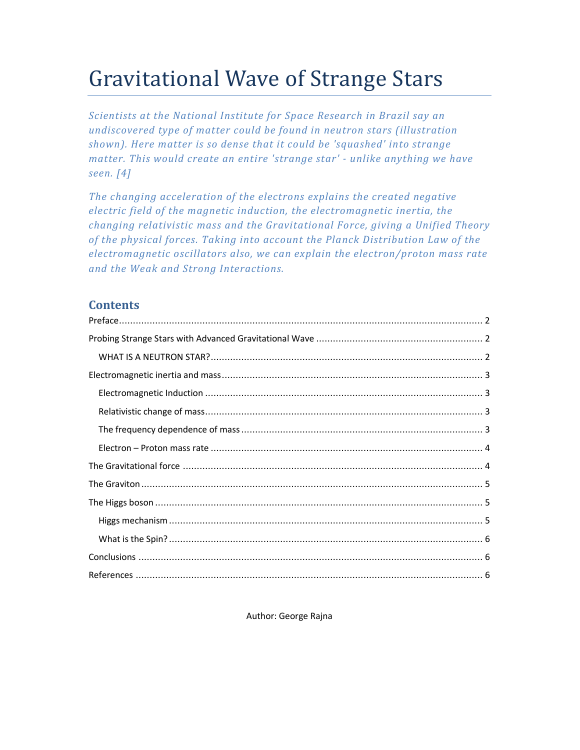# Gravitational Wave of Strange Stars

*Scientists at the National Institute for Space Research in Brazil say an undiscovered type of matter could be found in neutron stars (illustration shown). Here matter is so dense that it could be 'squashed' into strange matter. This would create an entire 'strange star' - unlike anything we have seen. [4]*

*The changing acceleration of the electrons explains the created negative electric field of the magnetic induction, the electromagnetic inertia, the changing relativistic mass and the Gravitational Force, giving a Unified Theory of the physical forces. Taking into account the Planck Distribution Law of the electromagnetic oscillators also, we can explain the electron/proton mass rate and the Weak and Strong Interactions.*

## Contents

- Preface ..... 2
- Probing Strange Stars with Advanced Gravitational Wave ..... 2
  - WHAT IS A NEUTRON STAR? ..... 2
- Electromagnetic inertia and mass ..... 3
  - Electromagnetic Induction ..... 3
  - Relativistic change of mass ..... 3
  - The frequency dependence of mass ..... 3
  - Electron – Proton mass rate ..... 4
- The Gravitational force ..... 4
- The Graviton ..... 5
- The Higgs boson ..... 5
  - Higgs mechanism ..... 5
  - What is the Spin? ..... 6
- Conclusions ..... 6
- References ..... 6

Author: George Rajna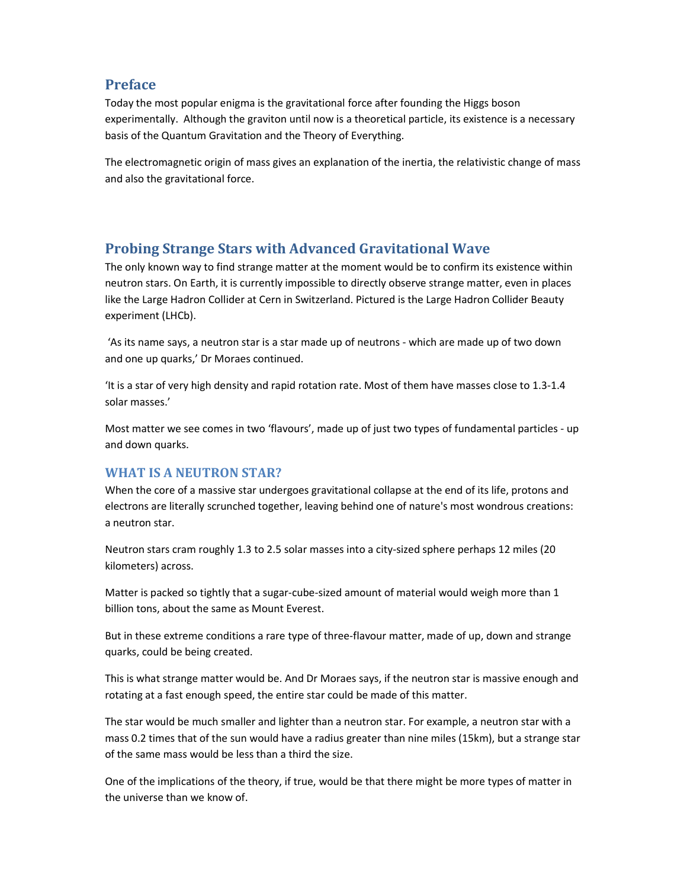## Preface

Today the most popular enigma is the gravitational force after founding the Higgs boson experimentally. Although the graviton until now is a theoretical particle, its existence is a necessary basis of the Quantum Gravitation and the Theory of Everything.

The electromagnetic origin of mass gives an explanation of the inertia, the relativistic change of mass and also the gravitational force.

## Probing Strange Stars with Advanced Gravitational Wave

The only known way to find strange matter at the moment would be to confirm its existence within neutron stars. On Earth, it is currently impossible to directly observe strange matter, even in places like the Large Hadron Collider at Cern in Switzerland. Pictured is the Large Hadron Collider Beauty experiment (LHCb).

'As its name says, a neutron star is a star made up of neutrons - which are made up of two down and one up quarks,' Dr Moraes continued.

'It is a star of very high density and rapid rotation rate. Most of them have masses close to 1.3-1.4 solar masses.'

Most matter we see comes in two 'flavours', made up of just two types of fundamental particles - up and down quarks.

### WHAT IS A NEUTRON STAR?

When the core of a massive star undergoes gravitational collapse at the end of its life, protons and electrons are literally scrunched together, leaving behind one of nature's most wondrous creations: a neutron star.

Neutron stars cram roughly 1.3 to 2.5 solar masses into a city-sized sphere perhaps 12 miles (20 kilometers) across.

Matter is packed so tightly that a sugar-cube-sized amount of material would weigh more than 1 billion tons, about the same as Mount Everest.

But in these extreme conditions a rare type of three-flavour matter, made of up, down and strange quarks, could be being created.

This is what strange matter would be. And Dr Moraes says, if the neutron star is massive enough and rotating at a fast enough speed, the entire star could be made of this matter.

The star would be much smaller and lighter than a neutron star. For example, a neutron star with a mass 0.2 times that of the sun would have a radius greater than nine miles (15km), but a strange star of the same mass would be less than a third the size.

One of the implications of the theory, if true, would be that there might be more types of matter in the universe than we know of.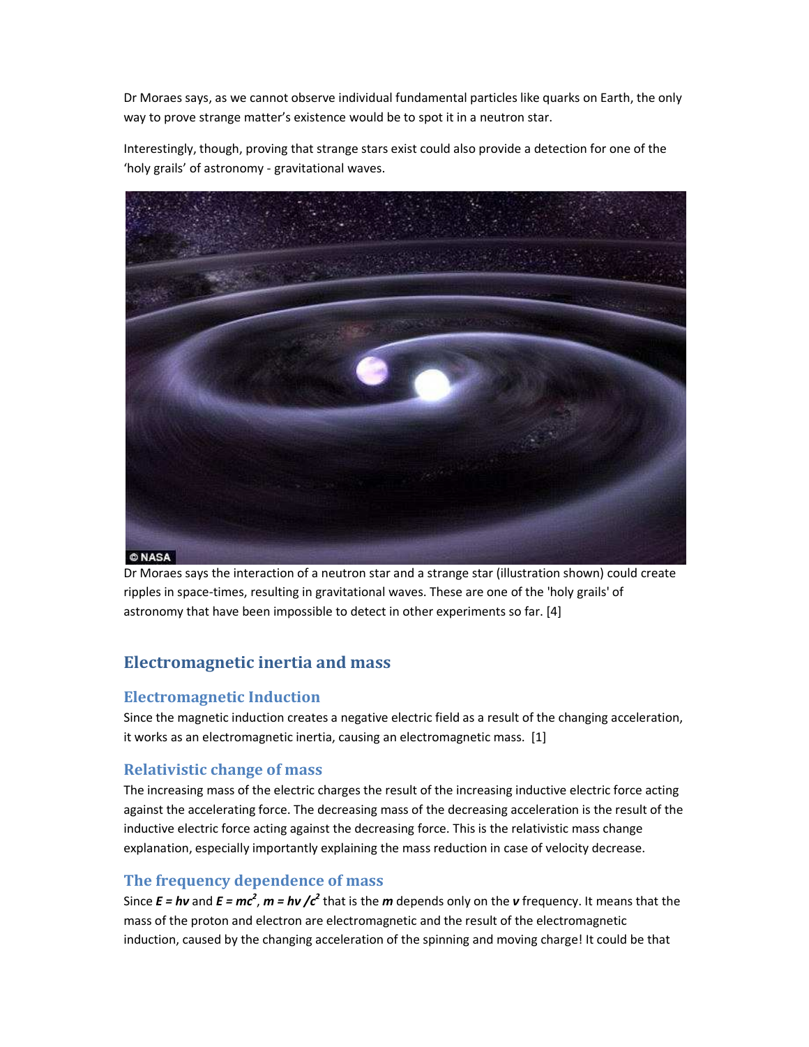Dr Moraes says, as we cannot observe individual fundamental particles like quarks on Earth, the only way to prove strange matter's existence would be to spot it in a neutron star.

Interestingly, though, proving that strange stars exist could also provide a detection for one of the 'holy grails' of astronomy - gravitational waves.

Dr Moraes says the interaction of a neutron star and a strange star (illustration shown) could create ripples in space-times, resulting in gravitational waves. These are one of the 'holy grails' of astronomy that have been impossible to detect in other experiments so far. [4]

## Electromagnetic inertia and mass

### Electromagnetic Induction

Since the magnetic induction creates a negative electric field as a result of the changing acceleration, it works as an electromagnetic inertia, causing an electromagnetic mass. [1]

### Relativistic change of mass

The increasing mass of the electric charges the result of the increasing inductive electric force acting against the accelerating force. The decreasing mass of the decreasing acceleration is the result of the inductive electric force acting against the decreasing force. This is the relativistic mass change explanation, especially importantly explaining the mass reduction in case of velocity decrease.

### The frequency dependence of mass

Since $E = h\nu$ and $E = mc^2$, $m = h\nu / c^2$ that is the $m$ depends only on the $\nu$ frequency. It means that the mass of the proton and electron are electromagnetic and the result of the electromagnetic induction, caused by the changing acceleration of the spinning and moving charge! It could be that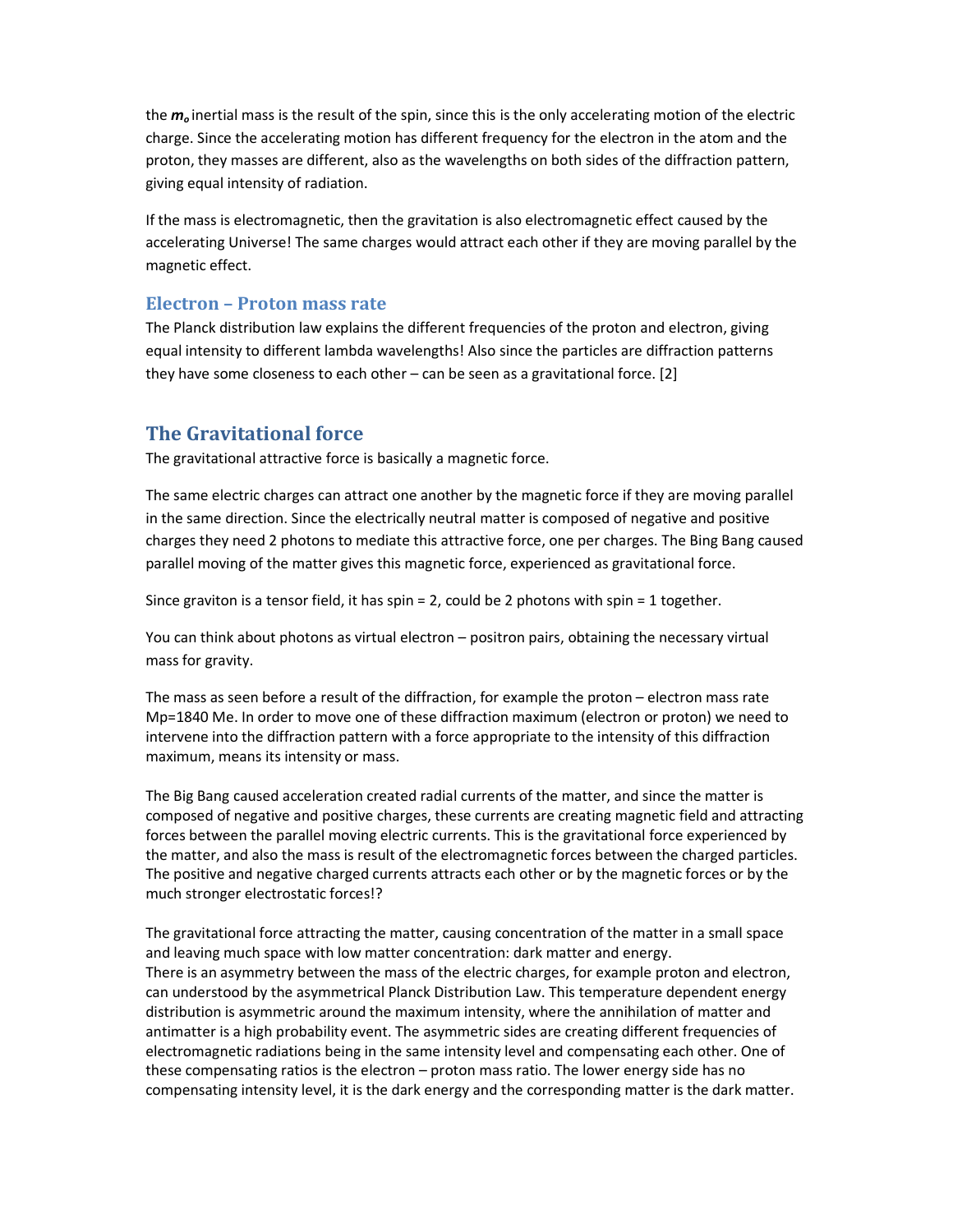the $m_o$ inertial mass is the result of the spin, since this is the only accelerating motion of the electric charge. Since the accelerating motion has different frequency for the electron in the atom and the proton, they masses are different, also as the wavelengths on both sides of the diffraction pattern, giving equal intensity of radiation.

If the mass is electromagnetic, then the gravitation is also electromagnetic effect caused by the accelerating Universe! The same charges would attract each other if they are moving parallel by the magnetic effect.

### Electron – Proton mass rate

The Planck distribution law explains the different frequencies of the proton and electron, giving equal intensity to different lambda wavelengths! Also since the particles are diffraction patterns they have some closeness to each other – can be seen as a gravitational force. [2]

## The Gravitational force

The gravitational attractive force is basically a magnetic force.

The same electric charges can attract one another by the magnetic force if they are moving parallel in the same direction. Since the electrically neutral matter is composed of negative and positive charges they need 2 photons to mediate this attractive force, one per charges. The Bing Bang caused parallel moving of the matter gives this magnetic force, experienced as gravitational force.

Since graviton is a tensor field, it has spin = 2, could be 2 photons with spin = 1 together.

You can think about photons as virtual electron – positron pairs, obtaining the necessary virtual mass for gravity.

The mass as seen before a result of the diffraction, for example the proton – electron mass rate Mp=1840 Me. In order to move one of these diffraction maximum (electron or proton) we need to intervene into the diffraction pattern with a force appropriate to the intensity of this diffraction maximum, means its intensity or mass.

The Big Bang caused acceleration created radial currents of the matter, and since the matter is composed of negative and positive charges, these currents are creating magnetic field and attracting forces between the parallel moving electric currents. This is the gravitational force experienced by the matter, and also the mass is result of the electromagnetic forces between the charged particles. The positive and negative charged currents attracts each other or by the magnetic forces or by the much stronger electrostatic forces!?

The gravitational force attracting the matter, causing concentration of the matter in a small space and leaving much space with low matter concentration: dark matter and energy.
There is an asymmetry between the mass of the electric charges, for example proton and electron, can understood by the asymmetrical Planck Distribution Law. This temperature dependent energy distribution is asymmetric around the maximum intensity, where the annihilation of matter and antimatter is a high probability event. The asymmetric sides are creating different frequencies of electromagnetic radiations being in the same intensity level and compensating each other. One of these compensating ratios is the electron – proton mass ratio. The lower energy side has no compensating intensity level, it is the dark energy and the corresponding matter is the dark matter.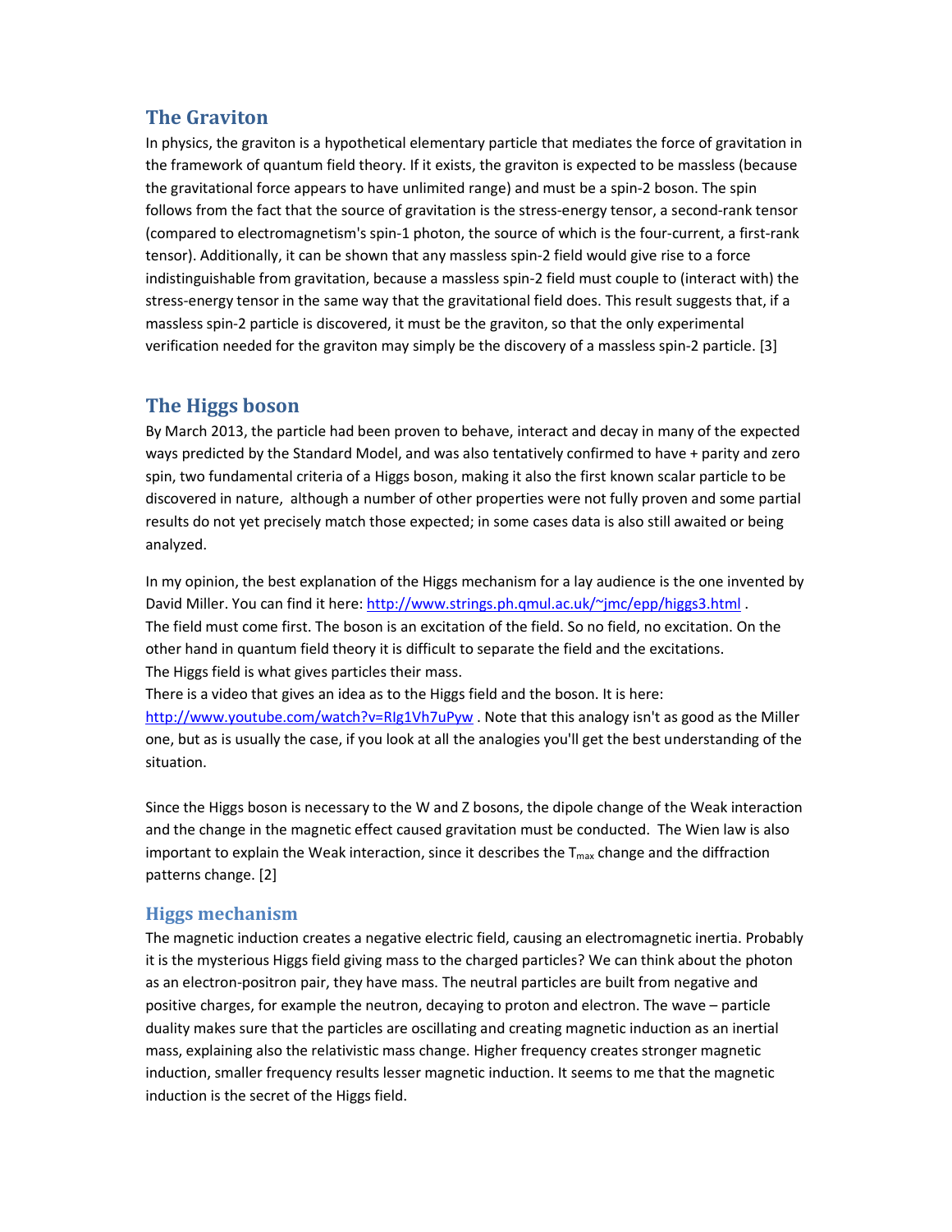## The Graviton

In physics, the graviton is a hypothetical elementary particle that mediates the force of gravitation in the framework of quantum field theory. If it exists, the graviton is expected to be massless (because the gravitational force appears to have unlimited range) and must be a spin-2 boson. The spin follows from the fact that the source of gravitation is the stress-energy tensor, a second-rank tensor (compared to electromagnetism's spin-1 photon, the source of which is the four-current, a first-rank tensor). Additionally, it can be shown that any massless spin-2 field would give rise to a force indistinguishable from gravitation, because a massless spin-2 field must couple to (interact with) the stress-energy tensor in the same way that the gravitational field does. This result suggests that, if a massless spin-2 particle is discovered, it must be the graviton, so that the only experimental verification needed for the graviton may simply be the discovery of a massless spin-2 particle. [3]

## The Higgs boson

By March 2013, the particle had been proven to behave, interact and decay in many of the expected ways predicted by the Standard Model, and was also tentatively confirmed to have + parity and zero spin, two fundamental criteria of a Higgs boson, making it also the first known scalar particle to be discovered in nature, although a number of other properties were not fully proven and some partial results do not yet precisely match those expected; in some cases data is also still awaited or being analyzed.

In my opinion, the best explanation of the Higgs mechanism for a lay audience is the one invented by David Miller. You can find it here: [http://www.strings.ph.qmul.ac.uk/~jmc/epp/higgs3.html](http://www.strings.ph.qmul.ac.uk/~jmc/epp/higgs3.html) .
The field must come first. The boson is an excitation of the field. So no field, no excitation. On the other hand in quantum field theory it is difficult to separate the field and the excitations.
The Higgs field is what gives particles their mass.
There is a video that gives an idea as to the Higgs field and the boson. It is here: [http://www.youtube.com/watch?v=RIg1Vh7uPyw](http://www.youtube.com/watch?v=RIg1Vh7uPyw) . Note that this analogy isn't as good as the Miller one, but as is usually the case, if you look at all the analogies you'll get the best understanding of the situation.

Since the Higgs boson is necessary to the W and Z bosons, the dipole change of the Weak interaction and the change in the magnetic effect caused gravitation must be conducted. The Wien law is also important to explain the Weak interaction, since it describes the $T_{max}$ change and the diffraction patterns change. [2]

### Higgs mechanism

The magnetic induction creates a negative electric field, causing an electromagnetic inertia. Probably it is the mysterious Higgs field giving mass to the charged particles? We can think about the photon as an electron-positron pair, they have mass. The neutral particles are built from negative and positive charges, for example the neutron, decaying to proton and electron. The wave – particle duality makes sure that the particles are oscillating and creating magnetic induction as an inertial mass, explaining also the relativistic mass change. Higher frequency creates stronger magnetic induction, smaller frequency results lesser magnetic induction. It seems to me that the magnetic induction is the secret of the Higgs field.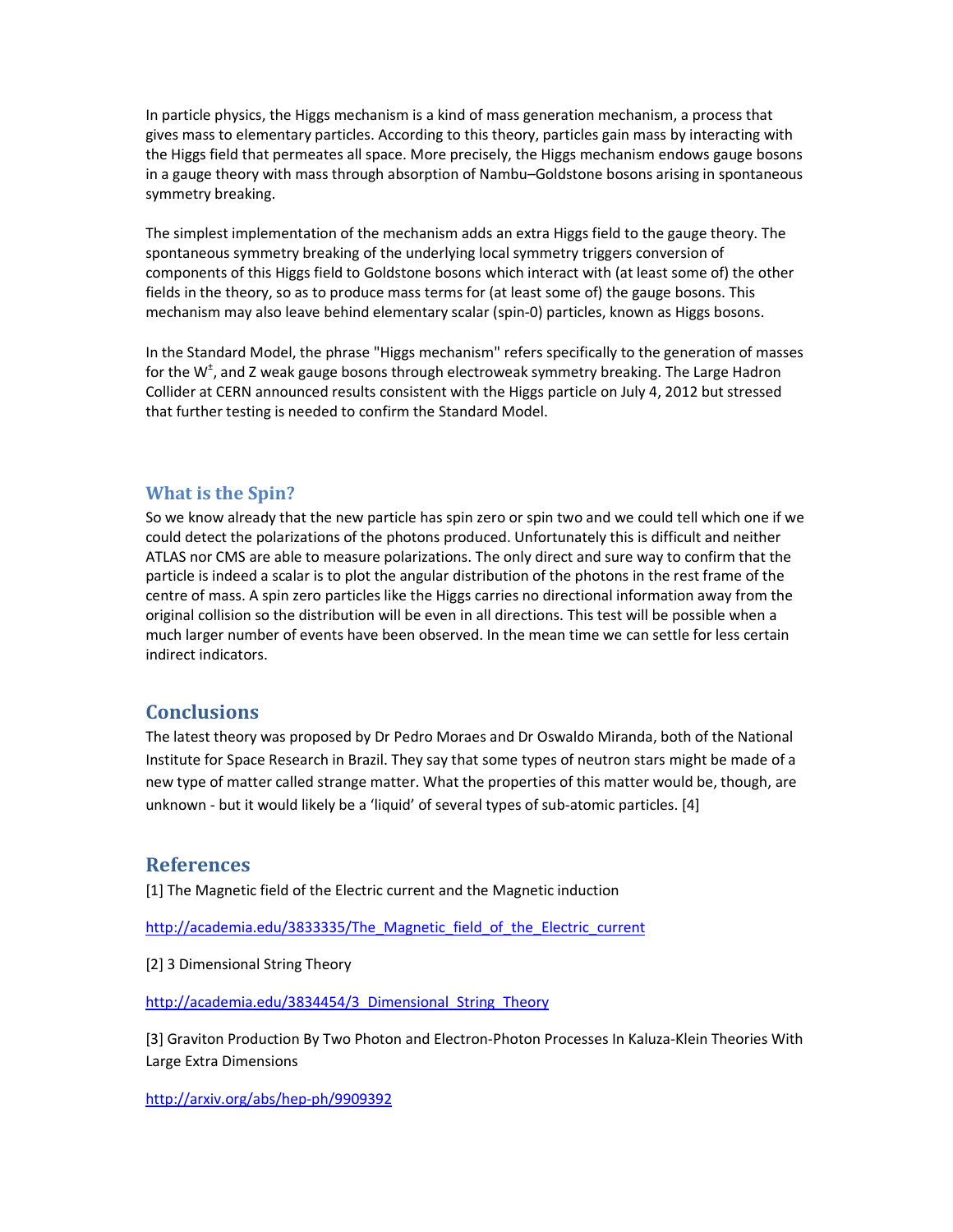In particle physics, the Higgs mechanism is a kind of mass generation mechanism, a process that gives mass to elementary particles. According to this theory, particles gain mass by interacting with the Higgs field that permeates all space. More precisely, the Higgs mechanism endows gauge bosons in a gauge theory with mass through absorption of Nambu–Goldstone bosons arising in spontaneous symmetry breaking.

The simplest implementation of the mechanism adds an extra Higgs field to the gauge theory. The spontaneous symmetry breaking of the underlying local symmetry triggers conversion of components of this Higgs field to Goldstone bosons which interact with (at least some of) the other fields in the theory, so as to produce mass terms for (at least some of) the gauge bosons. This mechanism may also leave behind elementary scalar (spin-0) particles, known as Higgs bosons.

In the Standard Model, the phrase "Higgs mechanism" refers specifically to the generation of masses for the $W^{\pm}$, and Z weak gauge bosons through electroweak symmetry breaking. The Large Hadron Collider at CERN announced results consistent with the Higgs particle on July 4, 2012 but stressed that further testing is needed to confirm the Standard Model.

## What is the Spin?

So we know already that the new particle has spin zero or spin two and we could tell which one if we could detect the polarizations of the photons produced. Unfortunately this is difficult and neither ATLAS nor CMS are able to measure polarizations. The only direct and sure way to confirm that the particle is indeed a scalar is to plot the angular distribution of the photons in the rest frame of the centre of mass. A spin zero particles like the Higgs carries no directional information away from the original collision so the distribution will be even in all directions. This test will be possible when a much larger number of events have been observed. In the mean time we can settle for less certain indirect indicators.

## Conclusions

The latest theory was proposed by Dr Pedro Moraes and Dr Oswaldo Miranda, both of the National Institute for Space Research in Brazil. They say that some types of neutron stars might be made of a new type of matter called strange matter. What the properties of this matter would be, though, are unknown - but it would likely be a 'liquid' of several types of sub-atomic particles. [4]

## References

[1] The Magnetic field of the Electric current and the Magnetic induction

http://academia.edu/3833335/The_Magnetic_field_of_the_Electric_current

[2] 3 Dimensional String Theory

http://academia.edu/3834454/3_Dimensional_String_Theory

[3] Graviton Production By Two Photon and Electron-Photon Processes In Kaluza-Klein Theories With Large Extra Dimensions

http://arxiv.org/abs/hep-ph/9909392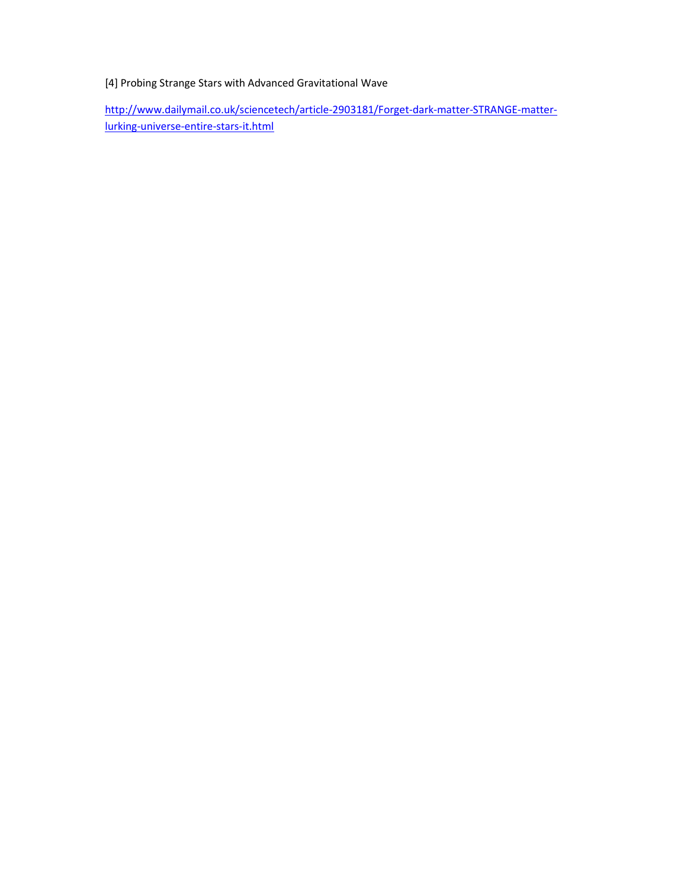[4] Probing Strange Stars with Advanced Gravitational Wave

http://www.dailymail.co.uk/sciencetech/article-2903181/Forget-dark-matter-STRANGE-matter-lurking-universe-entire-stars-it.html